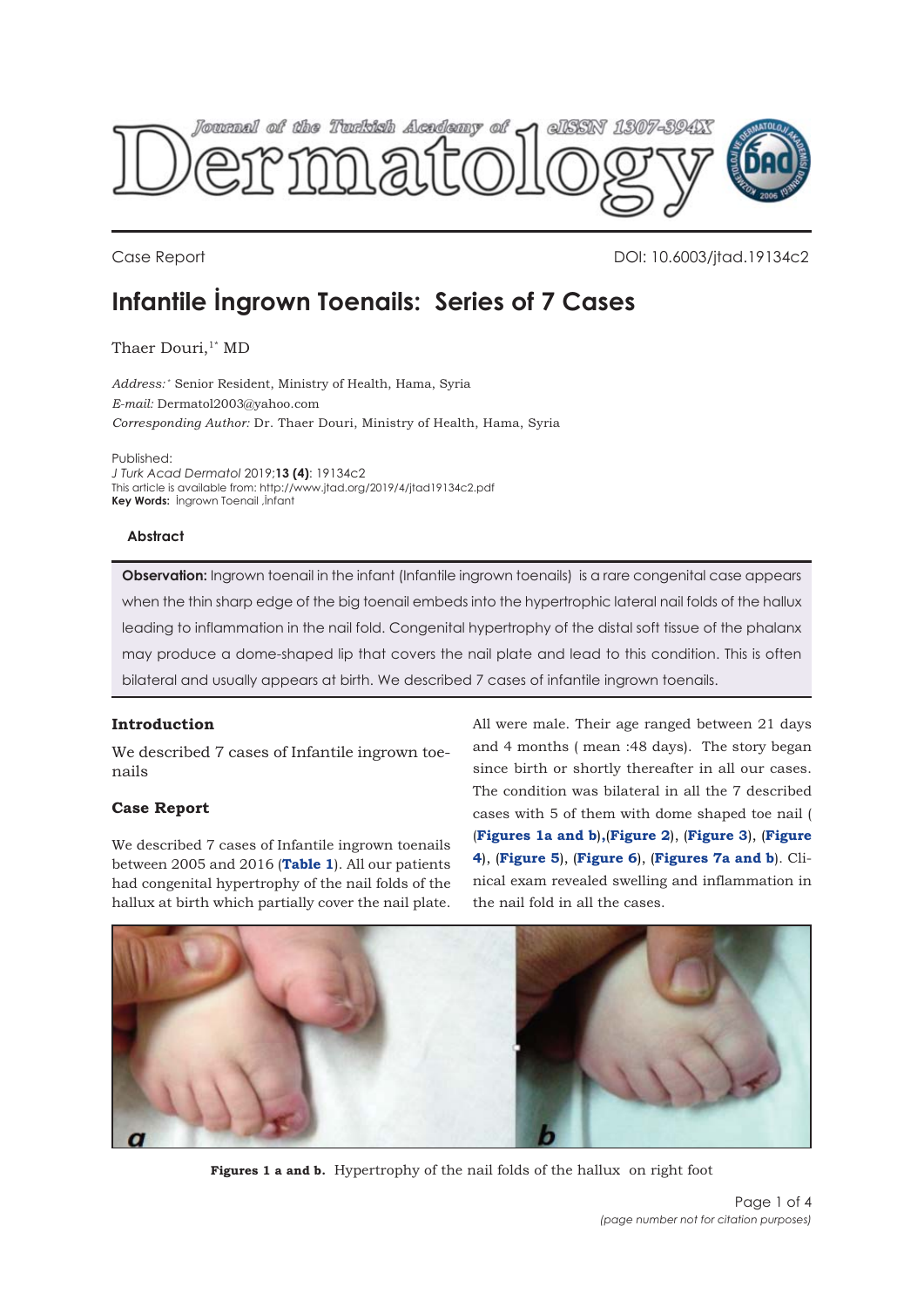Case Report

DOI: 10.6003/jtad.19134c2

# Infantile İngrown Toenails: Series of 7 Cases

Thaer Douri,[1*] MD

*Address:* [*] Senior Resident, Ministry of Health, Hama, Syria
*E-mail:* Dermatol2003@yahoo.com
*Corresponding Author:* Dr. Thaer Douri, Ministry of Health, Hama, Syria

Published:
*J Turk Acad Dermatol* 2019;**13 (4)**: 19134c2
This article is available from: http://www.jtad.org/2019/4/jtad19134c2.pdf
**Key Words:** İngrown Toenail ,İnfant

### Abstract

**Observation:** Ingrown toenail in the infant (Infantile ingrown toenails) is a rare congenital case appears when the thin sharp edge of the big toenail embeds into the hypertrophic lateral nail folds of the hallux leading to inflammation in the nail fold. Congenital hypertrophy of the distal soft tissue of the phalanx may produce a dome-shaped lip that covers the nail plate and lead to this condition. This is often bilateral and usually appears at birth. We described 7 cases of infantile ingrown toenails.

## Introduction

We described 7 cases of Infantile ingrown toenails

## Case Report

We described 7 cases of Infantile ingrown toenails between 2005 and 2016 (**Table 1**). All our patients had congenital hypertrophy of the nail folds of the hallux at birth which partially cover the nail plate. All were male. Their age ranged between 21 days and 4 months ( mean :48 days). The story began since birth or shortly thereafter in all our cases. The condition was bilateral in all the 7 described cases with 5 of them with dome shaped toe nail ( (**Figures 1a and b**),(**Figure 2**), (**Figure 3**), (**Figure 4**), (**Figure 5**), (**Figure 6**), (**Figures 7a and b**). Clinical exam revealed swelling and inflammation in the nail fold in all the cases.

**Figures 1 a and b.** Hypertrophy of the nail folds of the hallux on right foot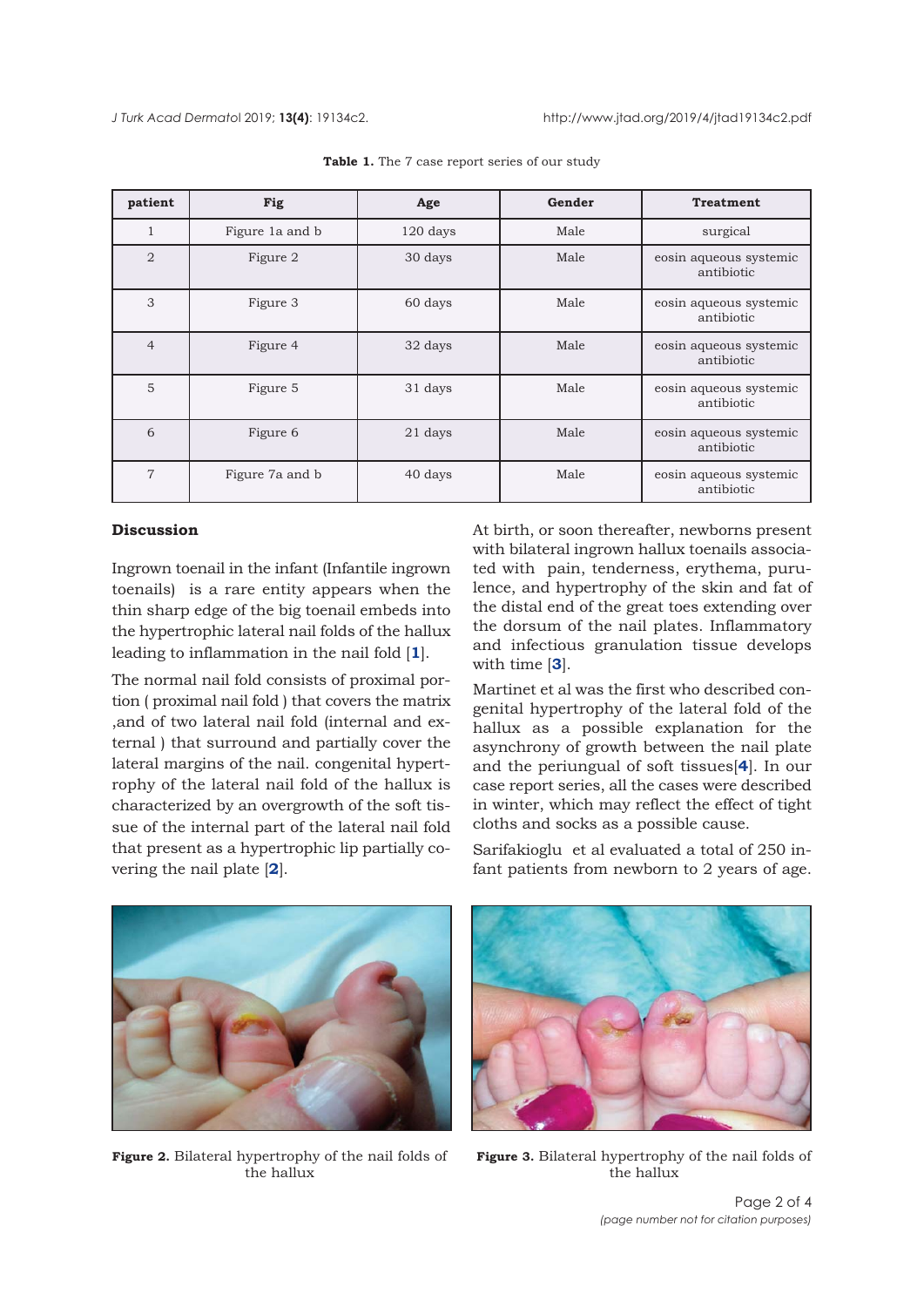**Table 1.** The 7 case report series of our study

| patient | Fig | Age | Gender | Treatment |
|---|---|---|---|---|
| 1 | Figure 1a and b | 120 days | Male | surgical |
| 2 | Figure 2 | 30 days | Male | eosin aqueous systemic antibiotic |
| 3 | Figure 3 | 60 days | Male | eosin aqueous systemic antibiotic |
| 4 | Figure 4 | 32 days | Male | eosin aqueous systemic antibiotic |
| 5 | Figure 5 | 31 days | Male | eosin aqueous systemic antibiotic |
| 6 | Figure 6 | 21 days | Male | eosin aqueous systemic antibiotic |
| 7 | Figure 7a and b | 40 days | Male | eosin aqueous systemic antibiotic |

## Discussion

Ingrown toenail in the infant (Infantile ingrown toenails) is a rare entity appears when the thin sharp edge of the big toenail embeds into the hypertrophic lateral nail folds of the hallux leading to inflammation in the nail fold [1].

The normal nail fold consists of proximal portion ( proximal nail fold ) that covers the matrix ,and of two lateral nail fold (internal and external ) that surround and partially cover the lateral margins of the nail. congenital hypertrophy of the lateral nail fold of the hallux is characterized by an overgrowth of the soft tissue of the internal part of the lateral nail fold that present as a hypertrophic lip partially covering the nail plate [2].

At birth, or soon thereafter, newborns present with bilateral ingrown hallux toenails associated with pain, tenderness, erythema, purulence, and hypertrophy of the skin and fat of the distal end of the great toes extending over the dorsum of the nail plates. Inflammatory and infectious granulation tissue develops with time [3].

Martinet et al was the first who described congenital hypertrophy of the lateral fold of the hallux as a possible explanation for the asynchrony of growth between the nail plate and the periungual of soft tissues[4]. In our case report series, all the cases were described in winter, which may reflect the effect of tight cloths and socks as a possible cause.

Sarifakioglu et al evaluated a total of 250 infant patients from newborn to 2 years of age.

**Figure 2.** Bilateral hypertrophy of the nail folds of the hallux

**Figure 3.** Bilateral hypertrophy of the nail folds of the hallux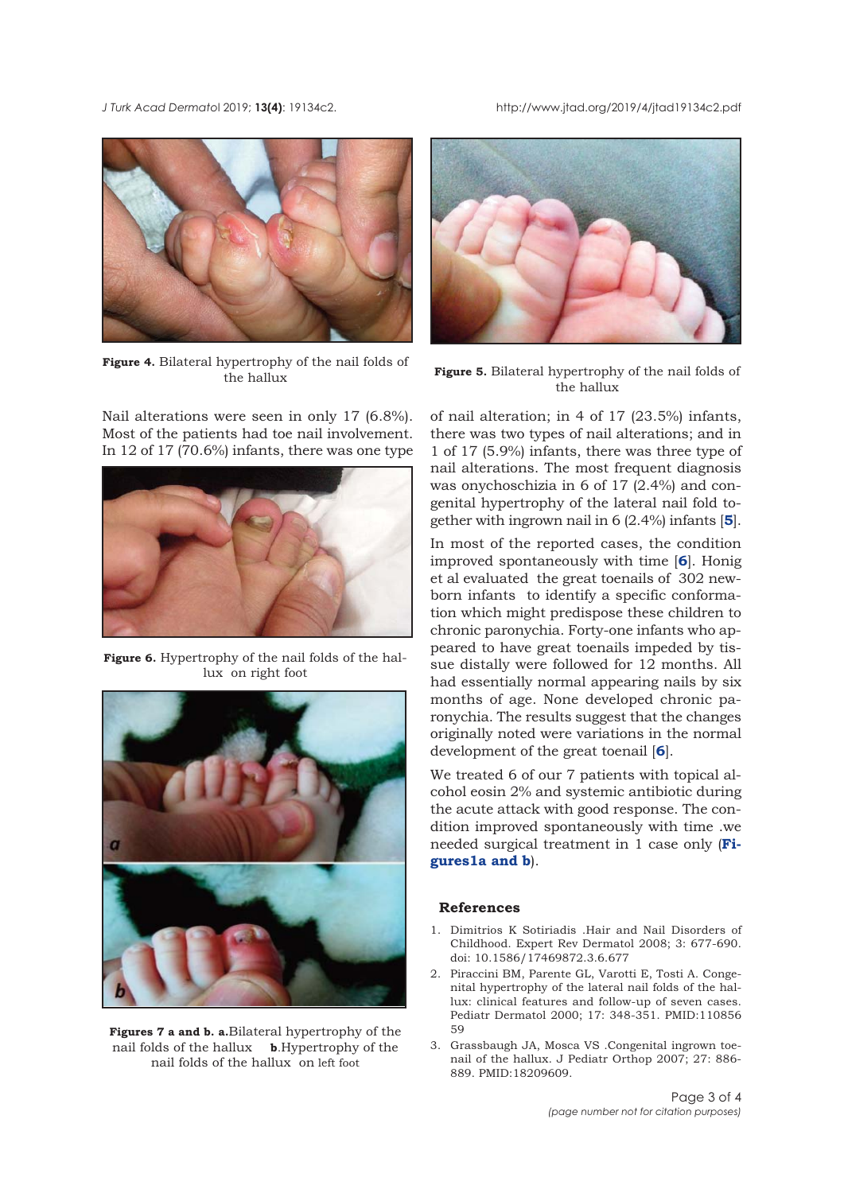Figure 4. Bilateral hypertrophy of the nail folds of the hallux

Figure 5. Bilateral hypertrophy of the nail folds of the hallux

Nail alterations were seen in only 17 (6.8%). Most of the patients had toe nail involvement. In 12 of 17 (70.6%) infants, there was one type of nail alteration; in 4 of 17 (23.5%) infants, there was two types of nail alterations; and in 1 of 17 (5.9%) infants, there was three type of nail alterations. The most frequent diagnosis was onychoschizia in 6 of 17 (2.4%) and congenital hypertrophy of the lateral nail fold together with ingrown nail in 6 (2.4%) infants [**5**].

Figure 6. Hypertrophy of the nail folds of the hallux on right foot

Figures 7 a and b. a.Bilateral hypertrophy of the nail folds of the hallux **b**.Hypertrophy of the nail folds of the hallux on left foot

In most of the reported cases, the condition improved spontaneously with time [**6**]. Honig et al evaluated the great toenails of 302 newborn infants to identify a specific conformation which might predispose these children to chronic paronychia. Forty-one infants who appeared to have great toenails impeded by tissue distally were followed for 12 months. All had essentially normal appearing nails by six months of age. None developed chronic paronychia. The results suggest that the changes originally noted were variations in the normal development of the great toenail [**6**].

We treated 6 of our 7 patients with topical alcohol eosin 2% and systemic antibiotic during the acute attack with good response. The condition improved spontaneously with time .we needed surgical treatment in 1 case only (**Figures1a and b**).

## References

1. Dimitrios K Sotiriadis .Hair and Nail Disorders of Childhood. Expert Rev Dermatol 2008; 3: 677-690. doi: 10.1586/17469872.3.6.677
2. Piraccini BM, Parente GL, Varotti E, Tosti A. Congenital hypertrophy of the lateral nail folds of the hallux: clinical features and follow-up of seven cases. Pediatr Dermatol 2000; 17: 348-351. PMID:11085659
3. Grassbaugh JA, Mosca VS .Congenital ingrown toenail of the hallux. J Pediatr Orthop 2007; 27: 886-889. PMID:18209609.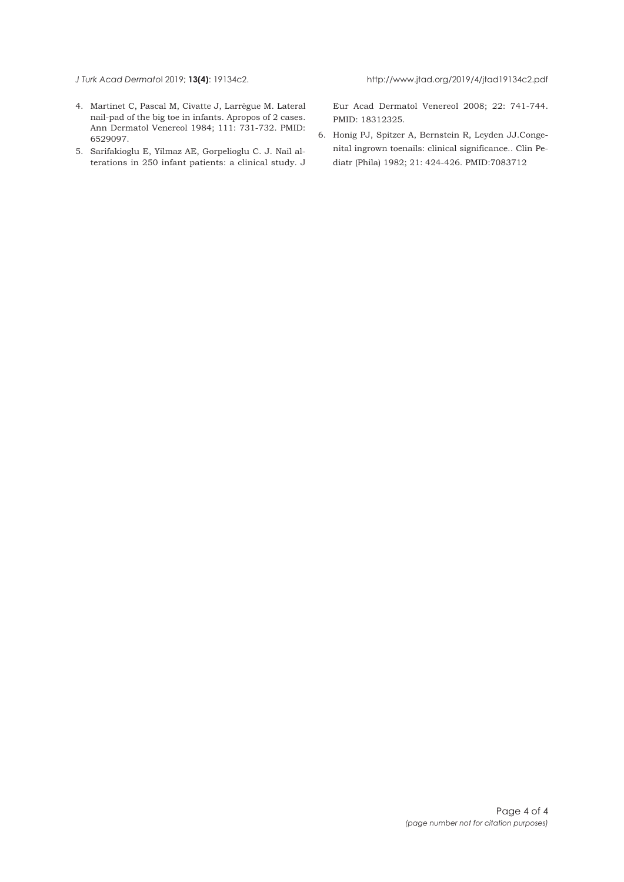4. Martinet C, Pascal M, Civatte J, Larrègue M. Lateral nail-pad of the big toe in infants. Apropos of 2 cases. Ann Dermatol Venereol 1984; 111: 731-732. PMID: 6529097.
5. Sarifakioglu E, Yilmaz AE, Gorpelioglu C. J. Nail alterations in 250 infant patients: a clinical study. J Eur Acad Dermatol Venereol 2008; 22: 741-744. PMID: 18312325.
6. Honig PJ, Spitzer A, Bernstein R, Leyden JJ.Congenital ingrown toenails: clinical significance.. Clin Pediatr (Phila) 1982; 21: 424-426. PMID:7083712